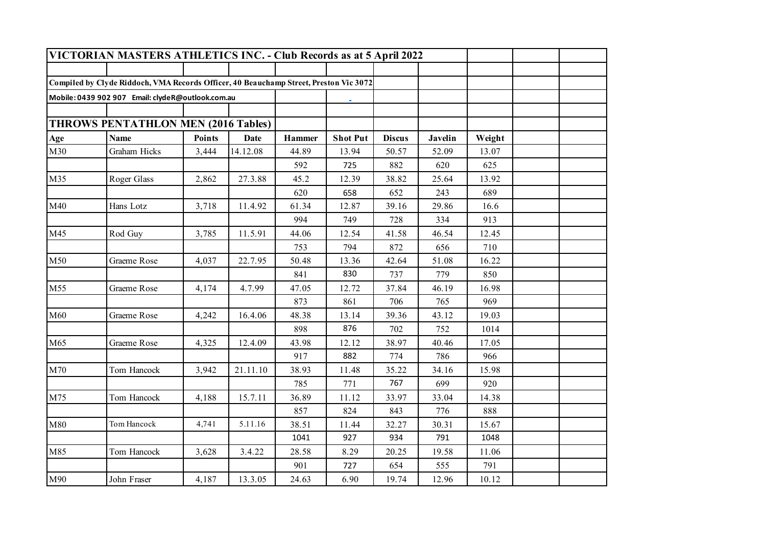# VICTORIAN MASTERS ATHLETICS INC. - Club Records as at 5 April 2022

Compiled by Clyde Riddoch, VMA Records Officer, 40 Beauchamp Street, Preston Vic 3072

Mobile: 0439 902 907 Email: clydeR@outlook.com.au

## THROWS PENTATHLON MEN (2016 Tables)

| Age | Name | Points | Date | Hammer | Shot Put | Discus | Javelin | Weight |
|---|---|---|---|---|---|---|---|---|
| M30 | Graham Hicks | 3,444 | 14.12.08 | 44.89 | 13.94 | 50.57 | 52.09 | 13.07 |
| | | | | 592 | 725 | 882 | 620 | 625 |
| M35 | Roger Glass | 2,862 | 27.3.88 | 45.2 | 12.39 | 38.82 | 25.64 | 13.92 |
| | | | | 620 | 658 | 652 | 243 | 689 |
| M40 | Hans Lotz | 3,718 | 11.4.92 | 61.34 | 12.87 | 39.16 | 29.86 | 16.6 |
| | | | | 994 | 749 | 728 | 334 | 913 |
| M45 | Rod Guy | 3,785 | 11.5.91 | 44.06 | 12.54 | 41.58 | 46.54 | 12.45 |
| | | | | 753 | 794 | 872 | 656 | 710 |
| M50 | Graeme Rose | 4,037 | 22.7.95 | 50.48 | 13.36 | 42.64 | 51.08 | 16.22 |
| | | | | 841 | 830 | 737 | 779 | 850 |
| M55 | Graeme Rose | 4,174 | 4.7.99 | 47.05 | 12.72 | 37.84 | 46.19 | 16.98 |
| | | | | 873 | 861 | 706 | 765 | 969 |
| M60 | Graeme Rose | 4,242 | 16.4.06 | 48.38 | 13.14 | 39.36 | 43.12 | 19.03 |
| | | | | 898 | 876 | 702 | 752 | 1014 |
| M65 | Graeme Rose | 4,325 | 12.4.09 | 43.98 | 12.12 | 38.97 | 40.46 | 17.05 |
| | | | | 917 | 882 | 774 | 786 | 966 |
| M70 | Tom Hancock | 3,942 | 21.11.10 | 38.93 | 11.48 | 35.22 | 34.16 | 15.98 |
| | | | | 785 | 771 | 767 | 699 | 920 |
| M75 | Tom Hancock | 4,188 | 15.7.11 | 36.89 | 11.12 | 33.97 | 33.04 | 14.38 |
| | | | | 857 | 824 | 843 | 776 | 888 |
| M80 | Tom Hancock | 4,741 | 5.11.16 | 38.51 | 11.44 | 32.27 | 30.31 | 15.67 |
| | | | | 1041 | 927 | 934 | 791 | 1048 |
| M85 | Tom Hancock | 3,628 | 3.4.22 | 28.58 | 8.29 | 20.25 | 19.58 | 11.06 |
| | | | | 901 | 727 | 654 | 555 | 791 |
| M90 | John Fraser | 4,187 | 13.3.05 | 24.63 | 6.90 | 19.74 | 12.96 | 10.12 |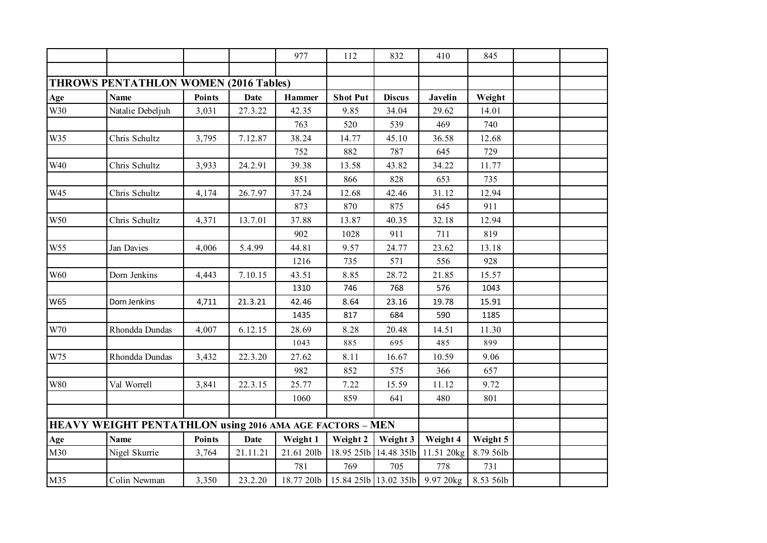| | | | | 977 | 112 | 832 | 410 | 845 | | |
|---|---|---|---|---|---|---|---|---|---|---|
| | | | | | | | | | | |
| **THROWS PENTATHLON WOMEN (2016 Tables)** | | | | | | | | | | |
| **Age** | **Name** | **Points** | **Date** | **Hammer** | **Shot Put** | **Discus** | **Javelin** | **Weight** | | |
| W30 | Natalie Debeljuh | 3,031 | 27.3.22 | 42.35 | 9.85 | 34.04 | 29.62 | 14.01 | | |
| | | | | 763 | 520 | 539 | 469 | 740 | | |
| W35 | Chris Schultz | 3,795 | 7.12.87 | 38.24 | 14.77 | 45.10 | 36.58 | 12.68 | | |
| | | | | 752 | 882 | 787 | 645 | 729 | | |
| W40 | Chris Schultz | 3,933 | 24.2.91 | 39.38 | 13.58 | 43.82 | 34.22 | 11.77 | | |
| | | | | 851 | 866 | 828 | 653 | 735 | | |
| W45 | Chris Schultz | 4,174 | 26.7.97 | 37.24 | 12.68 | 42.46 | 31.12 | 12.94 | | |
| | | | | 873 | 870 | 875 | 645 | 911 | | |
| W50 | Chris Schultz | 4,371 | 13.7.01 | 37.88 | 13.87 | 40.35 | 32.18 | 12.94 | | |
| | | | | 902 | 1028 | 911 | 711 | 819 | | |
| W55 | Jan Davies | 4,006 | 5.4.99 | 44.81 | 9.57 | 24.77 | 23.62 | 13.18 | | |
| | | | | 1216 | 735 | 571 | 556 | 928 | | |
| W60 | Dorn Jenkins | 4,443 | 7.10.15 | 43.51 | 8.85 | 28.72 | 21.85 | 15.57 | | |
| | | | | 1310 | 746 | 768 | 576 | 1043 | | |
| W65 | Dorn Jenkins | 4,711 | 21.3.21 | 42.46 | 8.64 | 23.16 | 19.78 | 15.91 | | |
| | | | | 1435 | 817 | 684 | 590 | 1185 | | |
| W70 | Rhondda Dundas | 4,007 | 6.12.15 | 28.69 | 8.28 | 20.48 | 14.51 | 11.30 | | |
| | | | | 1043 | 885 | 695 | 485 | 899 | | |
| W75 | Rhondda Dundas | 3,432 | 22.3.20 | 27.62 | 8.11 | 16.67 | 10.59 | 9.06 | | |
| | | | | 982 | 852 | 575 | 366 | 657 | | |
| W80 | Val Worrell | 3,841 | 22.3.15 | 25.77 | 7.22 | 15.59 | 11.12 | 9.72 | | |
| | | | | 1060 | 859 | 641 | 480 | 801 | | |
| | | | | | | | | | | |
| **HEAVY WEIGHT PENTATHLON using 2016 AMA AGE FACTORS – MEN** | | | | | | | | | | |
| **Age** | **Name** | **Points** | **Date** | **Weight 1** | **Weight 2** | **Weight 3** | **Weight 4** | **Weight 5** | | |
| M30 | Nigel Skurrie | 3,764 | 21.11.21 | 21.61 20lb | 18.95 25lb | 14.48 35lb | 11.51 20kg | 8.79 56lb | | |
| | | | | 781 | 769 | 705 | 778 | 731 | | |
| M35 | Colin Newman | 3,350 | 23.2.20 | 18.77 20lb | 15.84 25lb | 13.02 35lb | 9.97 20kg | 8.53 56lb | | |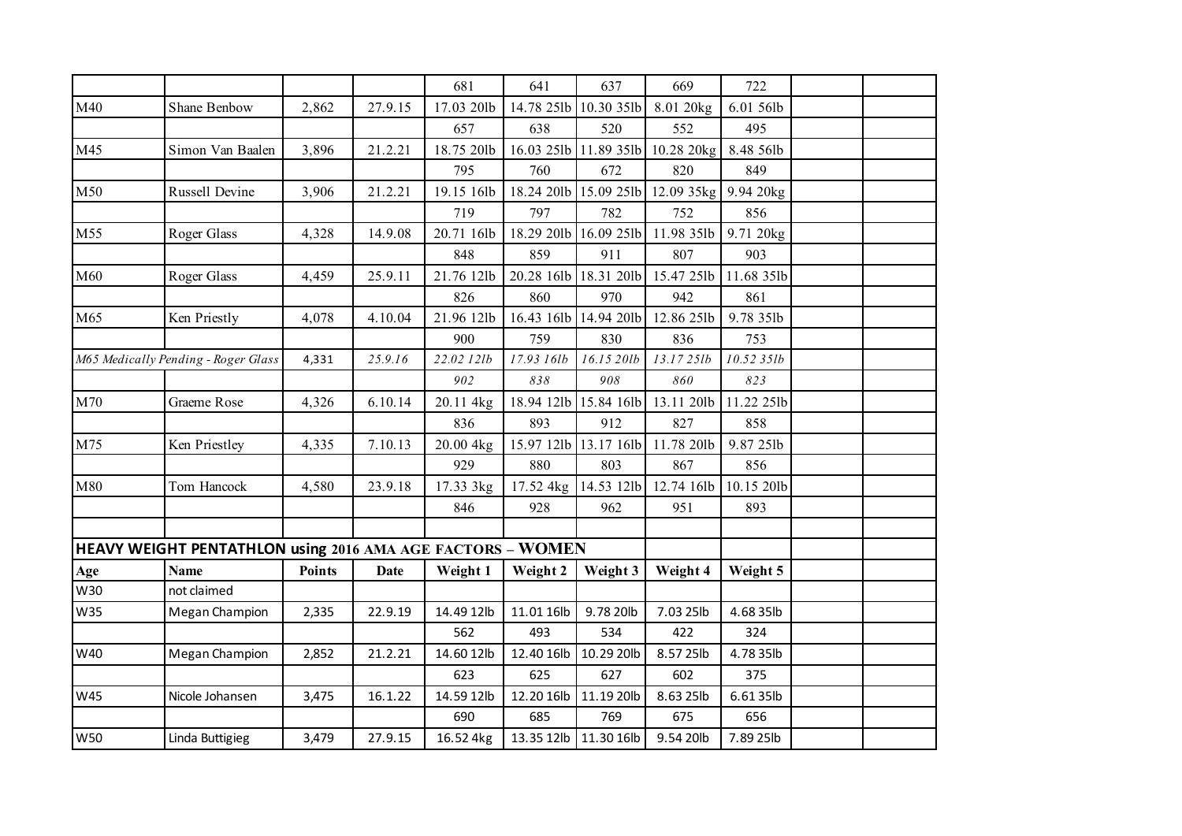| | | | | 681 | 641 | 637 | 669 | 722 | | |
|---|---|---|---|---|---|---|---|---|---|---|
| M40 | Shane Benbow | 2,862 | 27.9.15 | 17.03 20lb | 14.78 25lb | 10.30 35lb | 8.01 20kg | 6.01 56lb | | |
| | | | | 657 | 638 | 520 | 552 | 495 | | |
| M45 | Simon Van Baalen | 3,896 | 21.2.21 | 18.75 20lb | 16.03 25lb | 11.89 35lb | 10.28 20kg | 8.48 56lb | | |
| | | | | 795 | 760 | 672 | 820 | 849 | | |
| M50 | Russell Devine | 3,906 | 21.2.21 | 19.15 16lb | 18.24 20lb | 15.09 25lb | 12.09 35kg | 9.94 20kg | | |
| | | | | 719 | 797 | 782 | 752 | 856 | | |
| M55 | Roger Glass | 4,328 | 14.9.08 | 20.71 16lb | 18.29 20lb | 16.09 25lb | 11.98 35lb | 9.71 20kg | | |
| | | | | 848 | 859 | 911 | 807 | 903 | | |
| M60 | Roger Glass | 4,459 | 25.9.11 | 21.76 12lb | 20.28 16lb | 18.31 20lb | 15.47 25lb | 11.68 35lb | | |
| | | | | 826 | 860 | 970 | 942 | 861 | | |
| M65 | Ken Priestly | 4,078 | 4.10.04 | 21.96 12lb | 16.43 16lb | 14.94 20lb | 12.86 25lb | 9.78 35lb | | |
| | | | | 900 | 759 | 830 | 836 | 753 | | |
| *M65 Medically Pending - Roger Glass* | | 4,331 | *25.9.16* | *22.02 12lb* | *17.93 16lb* | *16.15 20lb* | *13.17 25lb* | *10.52 35lb* | | |
| | | | | *902* | *838* | *908* | *860* | *823* | | |
| M70 | Graeme Rose | 4,326 | 6.10.14 | 20.11 4kg | 18.94 12lb | 15.84 16lb | 13.11 20lb | 11.22 25lb | | |
| | | | | 836 | 893 | 912 | 827 | 858 | | |
| M75 | Ken Priestley | 4,335 | 7.10.13 | 20.00 4kg | 15.97 12lb | 13.17 16lb | 11.78 20lb | 9.87 25lb | | |
| | | | | 929 | 880 | 803 | 867 | 856 | | |
| M80 | Tom Hancock | 4,580 | 23.9.18 | 17.33 3kg | 17.52 4kg | 14.53 12lb | 12.74 16lb | 10.15 20lb | | |
| | | | | 846 | 928 | 962 | 951 | 893 | | |
| | | | | | | | | | | |
| **HEAVY WEIGHT PENTATHLON using 2016 AMA AGE FACTORS – WOMEN** | | | | | | | | | | |
| **Age** | **Name** | **Points** | **Date** | **Weight 1** | **Weight 2** | **Weight 3** | **Weight 4** | **Weight 5** | | |
| W30 | not claimed | | | | | | | | | |
| W35 | Megan Champion | 2,335 | 22.9.19 | 14.49 12lb | 11.01 16lb | 9.78 20lb | 7.03 25lb | 4.68 35lb | | |
| | | | | 562 | 493 | 534 | 422 | 324 | | |
| W40 | Megan Champion | 2,852 | 21.2.21 | 14.60 12lb | 12.40 16lb | 10.29 20lb | 8.57 25lb | 4.78 35lb | | |
| | | | | 623 | 625 | 627 | 602 | 375 | | |
| W45 | Nicole Johansen | 3,475 | 16.1.22 | 14.59 12lb | 12.20 16lb | 11.19 20lb | 8.63 25lb | 6.61 35lb | | |
| | | | | 690 | 685 | 769 | 675 | 656 | | |
| W50 | Linda Buttigieg | 3,479 | 27.9.15 | 16.52 4kg | 13.35 12lb | 11.30 16lb | 9.54 20lb | 7.89 25lb | | |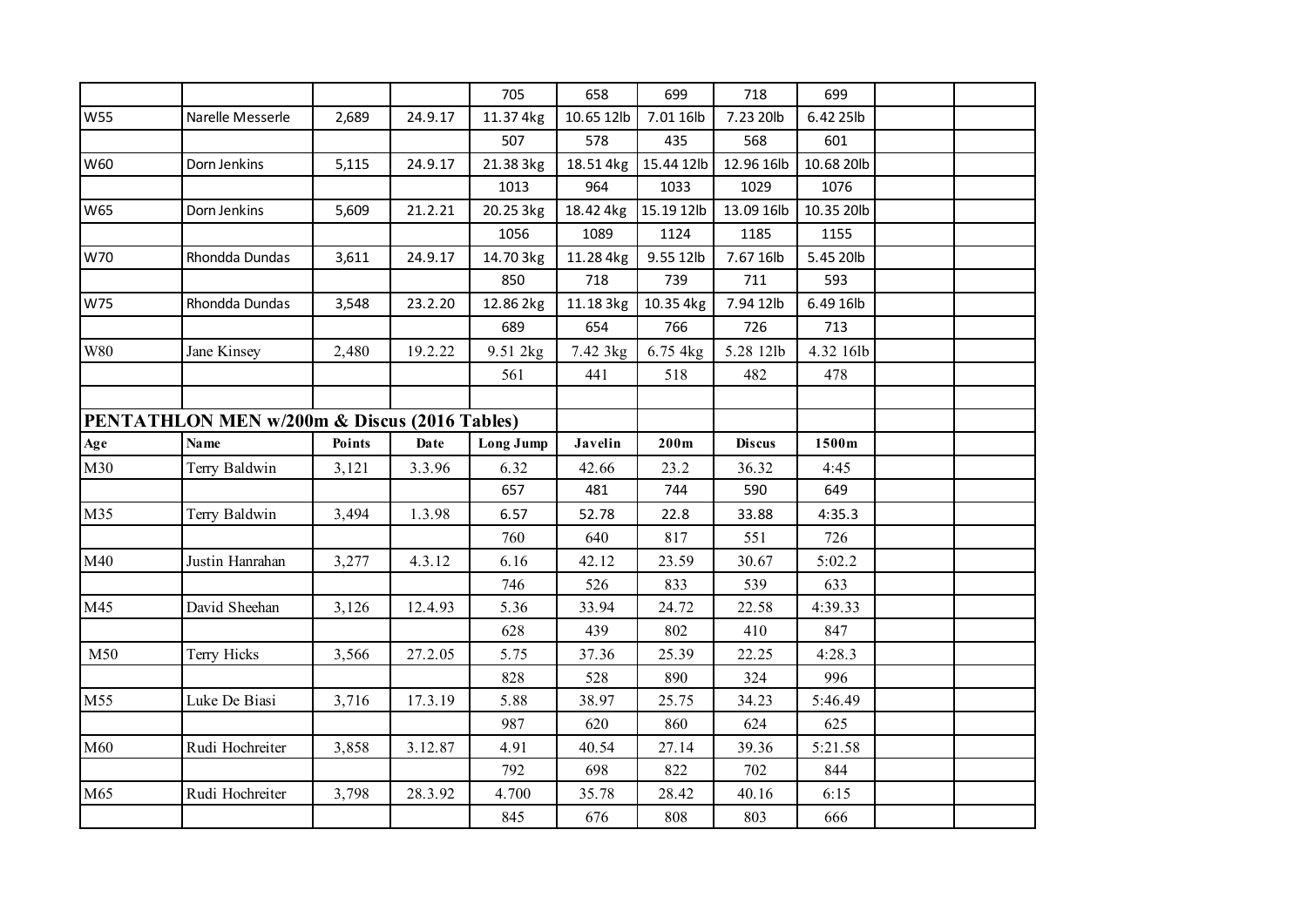| | | | | 705 | 658 | 699 | 718 | 699 | | |
|---|---|---|---|---|---|---|---|---|---|---|
| W55 | Narelle Messerle | 2,689 | 24.9.17 | 11.37 4kg | 10.65 12lb | 7.01 16lb | 7.23 20lb | 6.42 25lb | | |
| | | | | 507 | 578 | 435 | 568 | 601 | | |
| W60 | Dorn Jenkins | 5,115 | 24.9.17 | 21.38 3kg | 18.51 4kg | 15.44 12lb | 12.96 16lb | 10.68 20lb | | |
| | | | | 1013 | 964 | 1033 | 1029 | 1076 | | |
| W65 | Dorn Jenkins | 5,609 | 21.2.21 | 20.25 3kg | 18.42 4kg | 15.19 12lb | 13.09 16lb | 10.35 20lb | | |
| | | | | 1056 | 1089 | 1124 | 1185 | 1155 | | |
| W70 | Rhondda Dundas | 3,611 | 24.9.17 | 14.70 3kg | 11.28 4kg | 9.55 12lb | 7.67 16lb | 5.45 20lb | | |
| | | | | 850 | 718 | 739 | 711 | 593 | | |
| W75 | Rhondda Dundas | 3,548 | 23.2.20 | 12.86 2kg | 11.18 3kg | 10.35 4kg | 7.94 12lb | 6.49 16lb | | |
| | | | | 689 | 654 | 766 | 726 | 713 | | |
| W80 | Jane Kinsey | 2,480 | 19.2.22 | 9.51 2kg | 7.42 3kg | 6.75 4kg | 5.28 12lb | 4.32 16lb | | |
| | | | | 561 | 441 | 518 | 482 | 478 | | |
| | | | | | | | | | | |
| **PENTATHLON MEN w/200m & Discus (2016 Tables)** | | | | | | | | | | |
| **Age** | **Name** | **Points** | **Date** | **Long Jump** | **Javelin** | **200m** | **Discus** | **1500m** | | |
| M30 | Terry Baldwin | 3,121 | 3.3.96 | 6.32 | 42.66 | 23.2 | 36.32 | 4:45 | | |
| | | | | 657 | 481 | 744 | 590 | 649 | | |
| M35 | Terry Baldwin | 3,494 | 1.3.98 | 6.57 | 52.78 | 22.8 | 33.88 | 4:35.3 | | |
| | | | | 760 | 640 | 817 | 551 | 726 | | |
| M40 | Justin Hanrahan | 3,277 | 4.3.12 | 6.16 | 42.12 | 23.59 | 30.67 | 5:02.2 | | |
| | | | | 746 | 526 | 833 | 539 | 633 | | |
| M45 | David Sheehan | 3,126 | 12.4.93 | 5.36 | 33.94 | 24.72 | 22.58 | 4:39.33 | | |
| | | | | 628 | 439 | 802 | 410 | 847 | | |
| M50 | Terry Hicks | 3,566 | 27.2.05 | 5.75 | 37.36 | 25.39 | 22.25 | 4:28.3 | | |
| | | | | 828 | 528 | 890 | 324 | 996 | | |
| M55 | Luke De Biasi | 3,716 | 17.3.19 | 5.88 | 38.97 | 25.75 | 34.23 | 5:46.49 | | |
| | | | | 987 | 620 | 860 | 624 | 625 | | |
| M60 | Rudi Hochreiter | 3,858 | 3.12.87 | 4.91 | 40.54 | 27.14 | 39.36 | 5:21.58 | | |
| | | | | 792 | 698 | 822 | 702 | 844 | | |
| M65 | Rudi Hochreiter | 3,798 | 28.3.92 | 4.700 | 35.78 | 28.42 | 40.16 | 6:15 | | |
| | | | | 845 | 676 | 808 | 803 | 666 | | |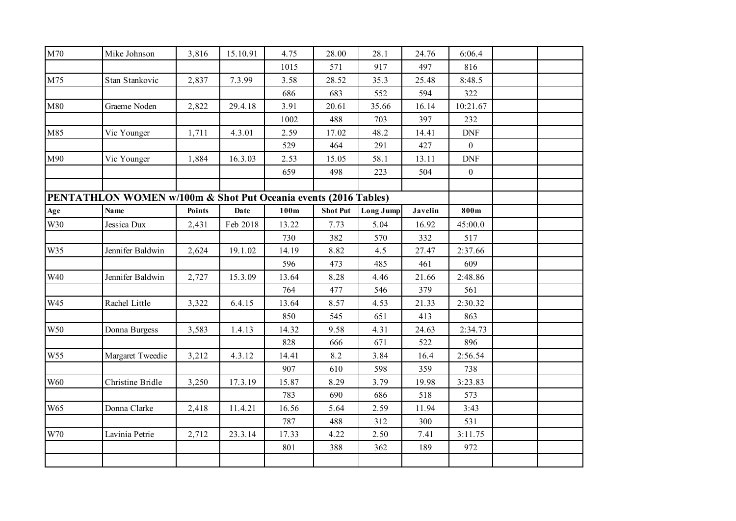| | | | | | | | | | | |
|---|---|---|---|---|---|---|---|---|---|---|
| M70 | Mike Johnson | 3,816 | 15.10.91 | 4.75 | 28.00 | 28.1 | 24.76 | 6:06.4 | | |
| | | | | 1015 | 571 | 917 | 497 | 816 | | |
| M75 | Stan Stankovic | 2,837 | 7.3.99 | 3.58 | 28.52 | 35.3 | 25.48 | 8:48.5 | | |
| | | | | 686 | 683 | 552 | 594 | 322 | | |
| M80 | Graeme Noden | 2,822 | 29.4.18 | 3.91 | 20.61 | 35.66 | 16.14 | 10:21.67 | | |
| | | | | 1002 | 488 | 703 | 397 | 232 | | |
| M85 | Vic Younger | 1,711 | 4.3.01 | 2.59 | 17.02 | 48.2 | 14.41 | DNF | | |
| | | | | 529 | 464 | 291 | 427 | 0 | | |
| M90 | Vic Younger | 1,884 | 16.3.03 | 2.53 | 15.05 | 58.1 | 13.11 | DNF | | |
| | | | | 659 | 498 | 223 | 504 | 0 | | |

**PENTATHLON WOMEN w/100m & Shot Put Oceania events (2016 Tables)**

| Age | Name | Points | Date | 100m | Shot Put | Long Jump | Javelin | 800m | | |
|---|---|---|---|---|---|---|---|---|---|---|
| W30 | Jessica Dux | 2,431 | Feb 2018 | 13.22 | 7.73 | 5.04 | 16.92 | 45:00.0 | | |
| | | | | 730 | 382 | 570 | 332 | 517 | | |
| W35 | Jennifer Baldwin | 2,624 | 19.1.02 | 14.19 | 8.82 | 4.5 | 27.47 | 2:37.66 | | |
| | | | | 596 | 473 | 485 | 461 | 609 | | |
| W40 | Jennifer Baldwin | 2,727 | 15.3.09 | 13.64 | 8.28 | 4.46 | 21.66 | 2:48.86 | | |
| | | | | 764 | 477 | 546 | 379 | 561 | | |
| W45 | Rachel Little | 3,322 | 6.4.15 | 13.64 | 8.57 | 4.53 | 21.33 | 2:30.32 | | |
| | | | | 850 | 545 | 651 | 413 | 863 | | |
| W50 | Donna Burgess | 3,583 | 1.4.13 | 14.32 | 9.58 | 4.31 | 24.63 | 2:34.73 | | |
| | | | | 828 | 666 | 671 | 522 | 896 | | |
| W55 | Margaret Tweedie | 3,212 | 4.3.12 | 14.41 | 8.2 | 3.84 | 16.4 | 2:56.54 | | |
| | | | | 907 | 610 | 598 | 359 | 738 | | |
| W60 | Christine Bridle | 3,250 | 17.3.19 | 15.87 | 8.29 | 3.79 | 19.98 | 3:23.83 | | |
| | | | | 783 | 690 | 686 | 518 | 573 | | |
| W65 | Donna Clarke | 2,418 | 11.4.21 | 16.56 | 5.64 | 2.59 | 11.94 | 3:43 | | |
| | | | | 787 | 488 | 312 | 300 | 531 | | |
| W70 | Lavinia Petrie | 2,712 | 23.3.14 | 17.33 | 4.22 | 2.50 | 7.41 | 3:11.75 | | |
| | | | | 801 | 388 | 362 | 189 | 972 | | |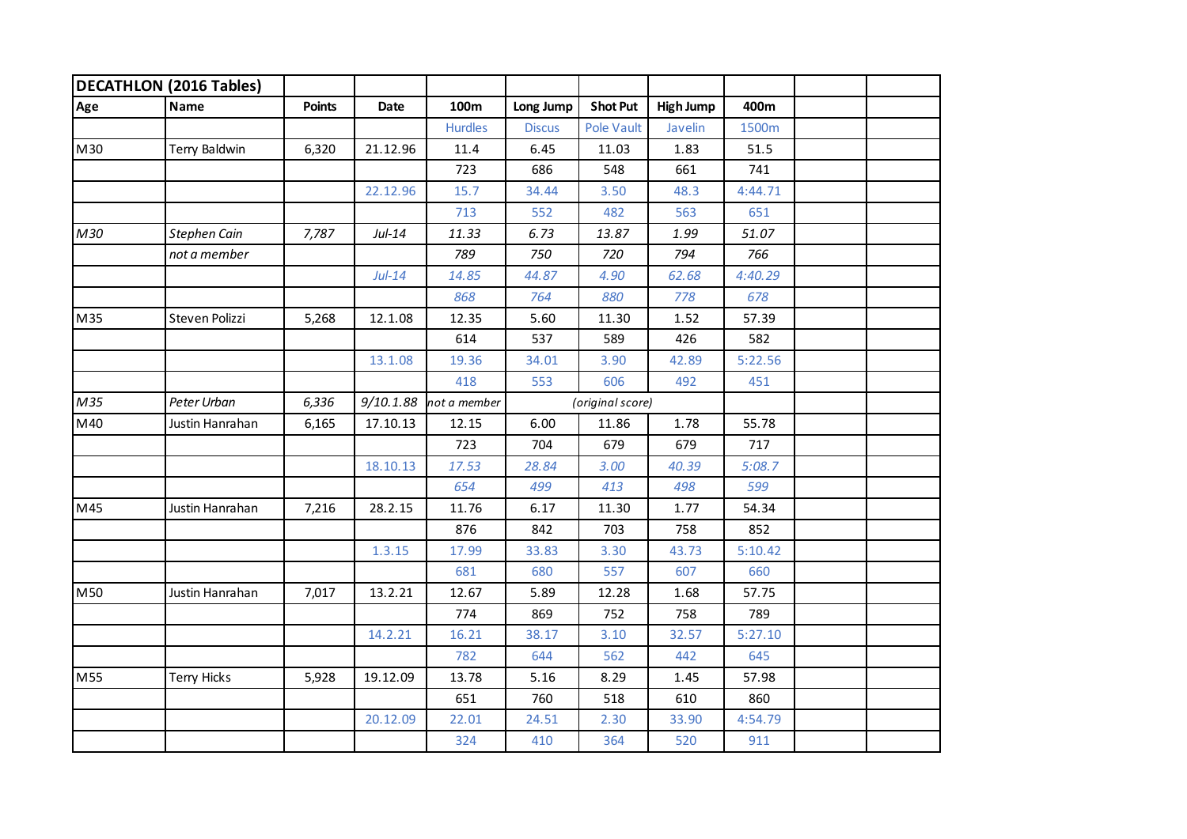| DECATHLON (2016 Tables) | | | | | | | | | | |
|---|---|---|---|---|---|---|---|---|---|---|
| **Age** | **Name** | **Points** | **Date** | **100m** | **Long Jump** | **Shot Put** | **High Jump** | **400m** | | |
| | | | | Hurdles | Discus | Pole Vault | Javelin | 1500m | | |
| M30 | Terry Baldwin | 6,320 | 21.12.96 | 11.4 | 6.45 | 11.03 | 1.83 | 51.5 | | |
| | | | | 723 | 686 | 548 | 661 | 741 | | |
| | | | 22.12.96 | 15.7 | 34.44 | 3.50 | 48.3 | 4:44.71 | | |
| | | | | 713 | 552 | 482 | 563 | 651 | | |
| *M30* | *Stephen Cain* | *7,787* | *Jul-14* | *11.33* | *6.73* | *13.87* | *1.99* | *51.07* | | |
| | *not a member* | | | *789* | *750* | *720* | *794* | *766* | | |
| | | | *Jul-14* | *14.85* | *44.87* | *4.90* | *62.68* | *4:40.29* | | |
| | | | | *868* | *764* | *880* | *778* | *678* | | |
| M35 | Steven Polizzi | 5,268 | 12.1.08 | 12.35 | 5.60 | 11.30 | 1.52 | 57.39 | | |
| | | | | 614 | 537 | 589 | 426 | 582 | | |
| | | | 13.1.08 | 19.36 | 34.01 | 3.90 | 42.89 | 5:22.56 | | |
| | | | | 418 | 553 | 606 | 492 | 451 | | |
| *M35* | *Peter Urban* | *6,336* | *9/10.1.88* | *not a member* | | *(original score)* | | | | |
| M40 | Justin Hanrahan | 6,165 | 17.10.13 | 12.15 | 6.00 | 11.86 | 1.78 | 55.78 | | |
| | | | | 723 | 704 | 679 | 679 | 717 | | |
| | | | 18.10.13 | *17.53* | *28.84* | *3.00* | *40.39* | *5:08.7* | | |
| | | | | *654* | *499* | *413* | *498* | *599* | | |
| M45 | Justin Hanrahan | 7,216 | 28.2.15 | 11.76 | 6.17 | 11.30 | 1.77 | 54.34 | | |
| | | | | 876 | 842 | 703 | 758 | 852 | | |
| | | | 1.3.15 | 17.99 | 33.83 | 3.30 | 43.73 | 5:10.42 | | |
| | | | | 681 | 680 | 557 | 607 | 660 | | |
| M50 | Justin Hanrahan | 7,017 | 13.2.21 | 12.67 | 5.89 | 12.28 | 1.68 | 57.75 | | |
| | | | | 774 | 869 | 752 | 758 | 789 | | |
| | | | 14.2.21 | 16.21 | 38.17 | 3.10 | 32.57 | 5:27.10 | | |
| | | | | 782 | 644 | 562 | 442 | 645 | | |
| M55 | Terry Hicks | 5,928 | 19.12.09 | 13.78 | 5.16 | 8.29 | 1.45 | 57.98 | | |
| | | | | 651 | 760 | 518 | 610 | 860 | | |
| | | | 20.12.09 | 22.01 | 24.51 | 2.30 | 33.90 | 4:54.79 | | |
| | | | | 324 | 410 | 364 | 520 | 911 | | |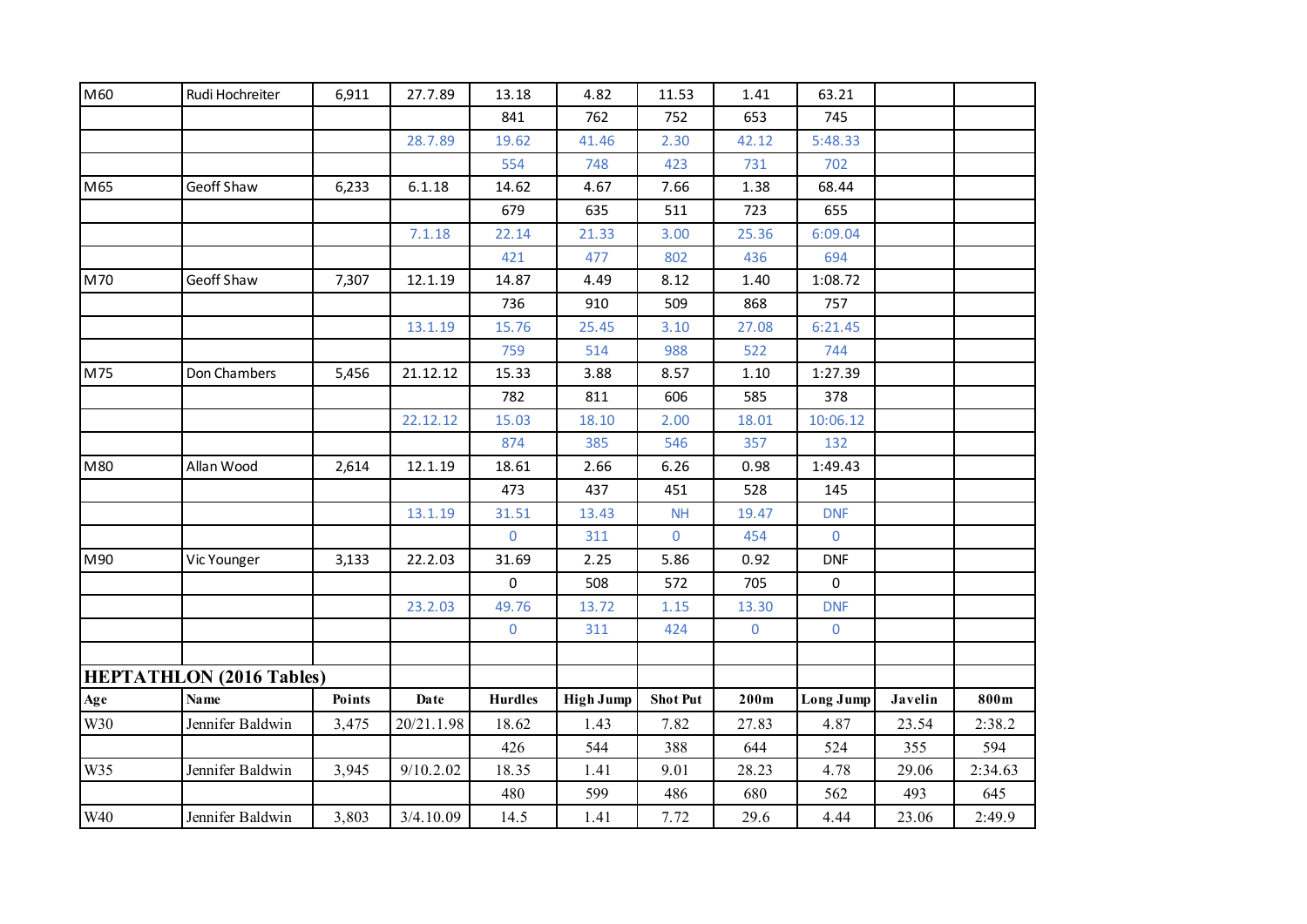| M60 | Rudi Hochreiter | 6,911 | 27.7.89 | 13.18 | 4.82 | 11.53 | 1.41 | 63.21 | | |
|---|---|---|---|---|---|---|---|---|---|---|
| | | | | 841 | 762 | 752 | 653 | 745 | | |
| | | | 28.7.89 | 19.62 | 41.46 | 2.30 | 42.12 | 5:48.33 | | |
| | | | | 554 | 748 | 423 | 731 | 702 | | |
| M65 | Geoff Shaw | 6,233 | 6.1.18 | 14.62 | 4.67 | 7.66 | 1.38 | 68.44 | | |
| | | | | 679 | 635 | 511 | 723 | 655 | | |
| | | | 7.1.18 | 22.14 | 21.33 | 3.00 | 25.36 | 6:09.04 | | |
| | | | | 421 | 477 | 802 | 436 | 694 | | |
| M70 | Geoff Shaw | 7,307 | 12.1.19 | 14.87 | 4.49 | 8.12 | 1.40 | 1:08.72 | | |
| | | | | 736 | 910 | 509 | 868 | 757 | | |
| | | | 13.1.19 | 15.76 | 25.45 | 3.10 | 27.08 | 6:21.45 | | |
| | | | | 759 | 514 | 988 | 522 | 744 | | |
| M75 | Don Chambers | 5,456 | 21.12.12 | 15.33 | 3.88 | 8.57 | 1.10 | 1:27.39 | | |
| | | | | 782 | 811 | 606 | 585 | 378 | | |
| | | | 22.12.12 | 15.03 | 18.10 | 2.00 | 18.01 | 10:06.12 | | |
| | | | | 874 | 385 | 546 | 357 | 132 | | |
| M80 | Allan Wood | 2,614 | 12.1.19 | 18.61 | 2.66 | 6.26 | 0.98 | 1:49.43 | | |
| | | | | 473 | 437 | 451 | 528 | 145 | | |
| | | | 13.1.19 | 31.51 | 13.43 | NH | 19.47 | DNF | | |
| | | | | 0 | 311 | 0 | 454 | 0 | | |
| M90 | Vic Younger | 3,133 | 22.2.03 | 31.69 | 2.25 | 5.86 | 0.92 | DNF | | |
| | | | | 0 | 508 | 572 | 705 | 0 | | |
| | | | 23.2.03 | 49.76 | 13.72 | 1.15 | 13.30 | DNF | | |
| | | | | 0 | 311 | 424 | 0 | 0 | | |

**HEPTATHLON (2016 Tables)**

| Age | Name | Points | Date | Hurdles | High Jump | Shot Put | 200m | Long Jump | Javelin | 800m |
|---|---|---|---|---|---|---|---|---|---|---|
| W30 | Jennifer Baldwin | 3,475 | 20/21.1.98 | 18.62 | 1.43 | 7.82 | 27.83 | 4.87 | 23.54 | 2:38.2 |
| | | | | 426 | 544 | 388 | 644 | 524 | 355 | 594 |
| W35 | Jennifer Baldwin | 3,945 | 9/10.2.02 | 18.35 | 1.41 | 9.01 | 28.23 | 4.78 | 29.06 | 2:34.63 |
| | | | | 480 | 599 | 486 | 680 | 562 | 493 | 645 |
| W40 | Jennifer Baldwin | 3,803 | 3/4.10.09 | 14.5 | 1.41 | 7.72 | 29.6 | 4.44 | 23.06 | 2:49.9 |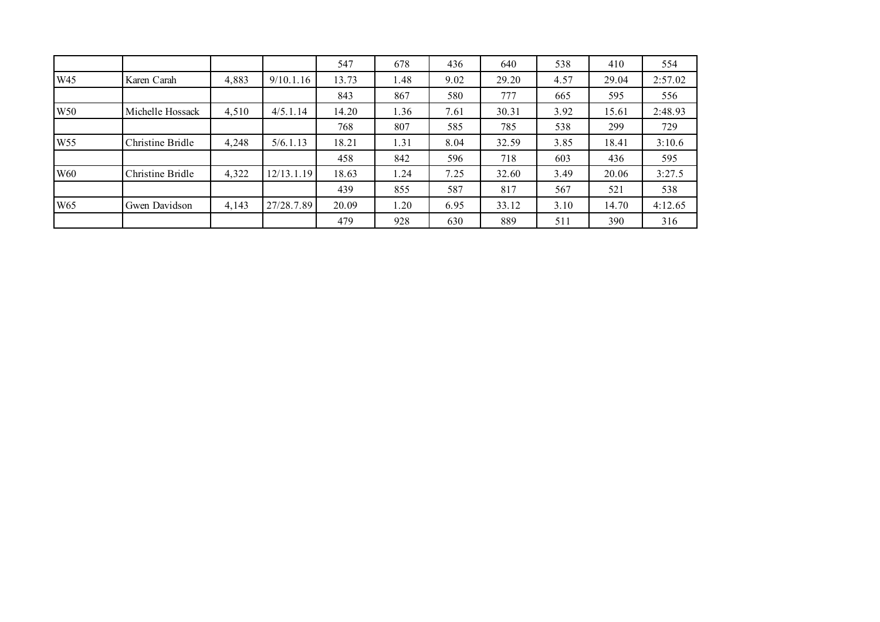| | | | | | | | | | | |
|---|---|---|---|---|---|---|---|---|---|---|
| | | | | 547 | 678 | 436 | 640 | 538 | 410 | 554 |
| W45 | Karen Carah | 4,883 | 9/10.1.16 | 13.73 | 1.48 | 9.02 | 29.20 | 4.57 | 29.04 | 2:57.02 |
| | | | | 843 | 867 | 580 | 777 | 665 | 595 | 556 |
| W50 | Michelle Hossack | 4,510 | 4/5.1.14 | 14.20 | 1.36 | 7.61 | 30.31 | 3.92 | 15.61 | 2:48.93 |
| | | | | 768 | 807 | 585 | 785 | 538 | 299 | 729 |
| W55 | Christine Bridle | 4,248 | 5/6.1.13 | 18.21 | 1.31 | 8.04 | 32.59 | 3.85 | 18.41 | 3:10.6 |
| | | | | 458 | 842 | 596 | 718 | 603 | 436 | 595 |
| W60 | Christine Bridle | 4,322 | 12/13.1.19 | 18.63 | 1.24 | 7.25 | 32.60 | 3.49 | 20.06 | 3:27.5 |
| | | | | 439 | 855 | 587 | 817 | 567 | 521 | 538 |
| W65 | Gwen Davidson | 4,143 | 27/28.7.89 | 20.09 | 1.20 | 6.95 | 33.12 | 3.10 | 14.70 | 4:12.65 |
| | | | | 479 | 928 | 630 | 889 | 511 | 390 | 316 |